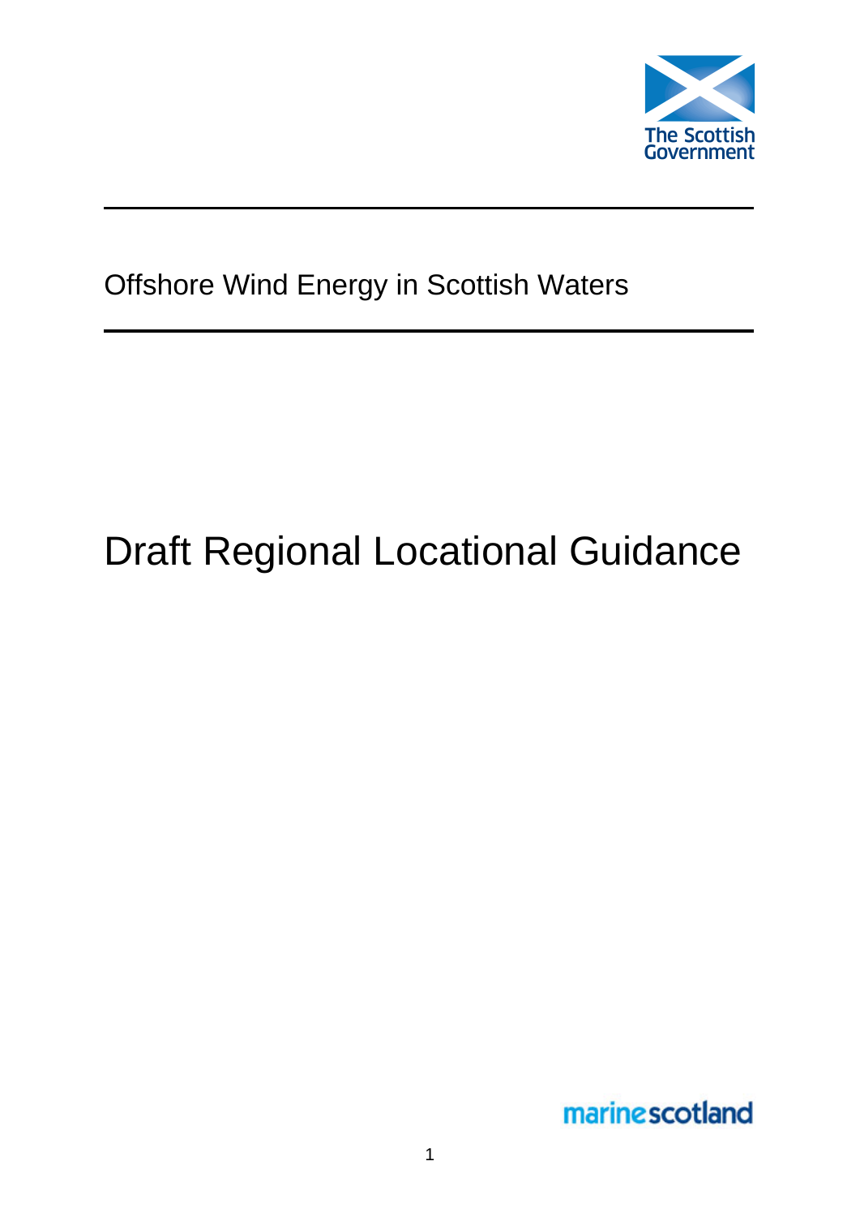The Scottish Government

Offshore Wind Energy in Scottish Waters

# Draft Regional Locational Guidance

marinescotland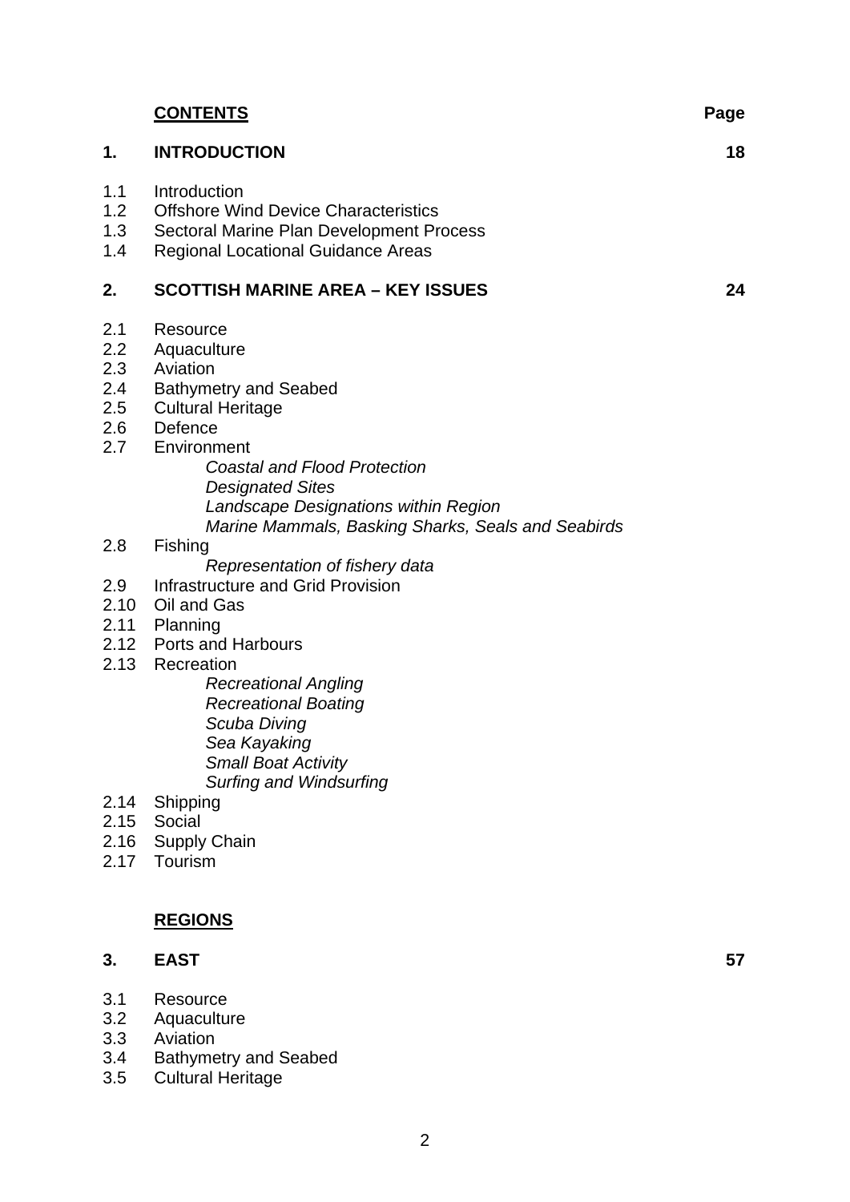## CONTENTS

| | | Page |
|---|---|---|
| **1.** | **INTRODUCTION** | **18** |
| 1.1 | Introduction | |
| 1.2 | Offshore Wind Device Characteristics | |
| 1.3 | Sectoral Marine Plan Development Process | |
| 1.4 | Regional Locational Guidance Areas | |
| **2.** | **SCOTTISH MARINE AREA – KEY ISSUES** | **24** |
| 2.1 | Resource | |
| 2.2 | Aquaculture | |
| 2.3 | Aviation | |
| 2.4 | Bathymetry and Seabed | |
| 2.5 | Cultural Heritage | |
| 2.6 | Defence | |
| 2.7 | Environment | |
| | *Coastal and Flood Protection* | |
| | *Designated Sites* | |
| | *Landscape Designations within Region* | |
| | *Marine Mammals, Basking Sharks, Seals and Seabirds* | |
| 2.8 | Fishing | |
| | *Representation of fishery data* | |
| 2.9 | Infrastructure and Grid Provision | |
| 2.10 | Oil and Gas | |
| 2.11 | Planning | |
| 2.12 | Ports and Harbours | |
| 2.13 | Recreation | |
| | *Recreational Angling* | |
| | *Recreational Boating* | |
| | *Scuba Diving* | |
| | *Sea Kayaking* | |
| | *Small Boat Activity* | |
| | *Surfing and Windsurfing* | |
| 2.14 | Shipping | |
| 2.15 | Social | |
| 2.16 | Supply Chain | |
| 2.17 | Tourism | |

## REGIONS

| | | |
|---|---|---|
| **3.** | **EAST** | **57** |
| 3.1 | Resource | |
| 3.2 | Aquaculture | |
| 3.3 | Aviation | |
| 3.4 | Bathymetry and Seabed | |
| 3.5 | Cultural Heritage | |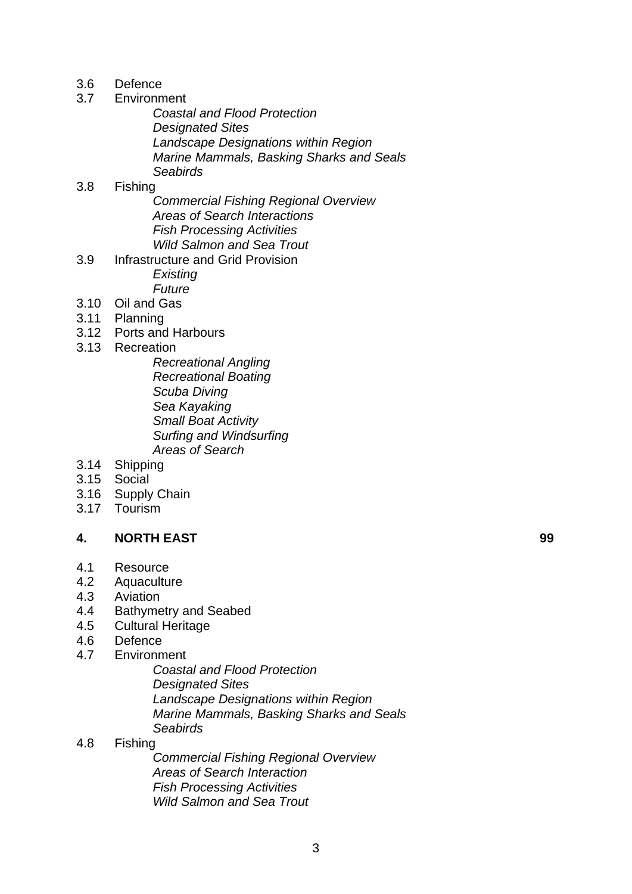3.6 Defence
3.7 Environment
    *Coastal and Flood Protection*
    *Designated Sites*
    *Landscape Designations within Region*
    *Marine Mammals, Basking Sharks and Seals*
    *Seabirds*
3.8 Fishing
    *Commercial Fishing Regional Overview*
    *Areas of Search Interactions*
    *Fish Processing Activities*
    *Wild Salmon and Sea Trout*
3.9 Infrastructure and Grid Provision
    *Existing*
    *Future*
3.10 Oil and Gas
3.11 Planning
3.12 Ports and Harbours
3.13 Recreation
    *Recreational Angling*
    *Recreational Boating*
    *Scuba Diving*
    *Sea Kayaking*
    *Small Boat Activity*
    *Surfing and Windsurfing*
    *Areas of Search*
3.14 Shipping
3.15 Social
3.16 Supply Chain
3.17 Tourism

**4. NORTH EAST 99**

4.1 Resource
4.2 Aquaculture
4.3 Aviation
4.4 Bathymetry and Seabed
4.5 Cultural Heritage
4.6 Defence
4.7 Environment
    *Coastal and Flood Protection*
    *Designated Sites*
    *Landscape Designations within Region*
    *Marine Mammals, Basking Sharks and Seals*
    *Seabirds*
4.8 Fishing
    *Commercial Fishing Regional Overview*
    *Areas of Search Interaction*
    *Fish Processing Activities*
    *Wild Salmon and Sea Trout*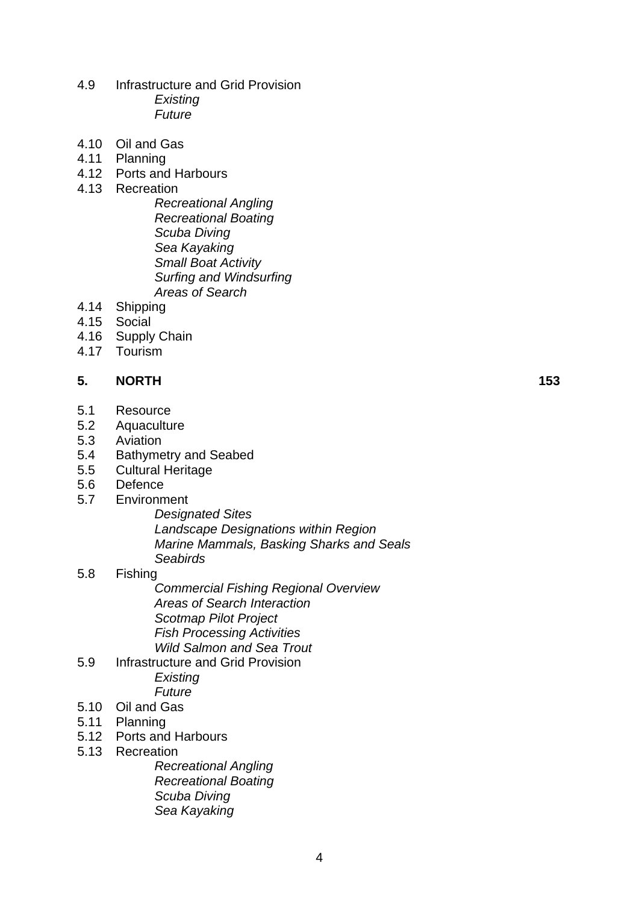4.9 Infrastructure and Grid Provision
- *Existing*
- *Future*

4.10 Oil and Gas
4.11 Planning
4.12 Ports and Harbours
4.13 Recreation
- *Recreational Angling*
- *Recreational Boating*
- *Scuba Diving*
- *Sea Kayaking*
- *Small Boat Activity*
- *Surfing and Windsurfing*
- *Areas of Search*

4.14 Shipping
4.15 Social
4.16 Supply Chain
4.17 Tourism

**5. NORTH** **153**

5.1 Resource
5.2 Aquaculture
5.3 Aviation
5.4 Bathymetry and Seabed
5.5 Cultural Heritage
5.6 Defence
5.7 Environment
- *Designated Sites*
- *Landscape Designations within Region*
- *Marine Mammals, Basking Sharks and Seals*
- *Seabirds*

5.8 Fishing
- *Commercial Fishing Regional Overview*
- *Areas of Search Interaction*
- *Scotmap Pilot Project*
- *Fish Processing Activities*
- *Wild Salmon and Sea Trout*

5.9 Infrastructure and Grid Provision
- *Existing*
- *Future*

5.10 Oil and Gas
5.11 Planning
5.12 Ports and Harbours
5.13 Recreation
- *Recreational Angling*
- *Recreational Boating*
- *Scuba Diving*
- *Sea Kayaking*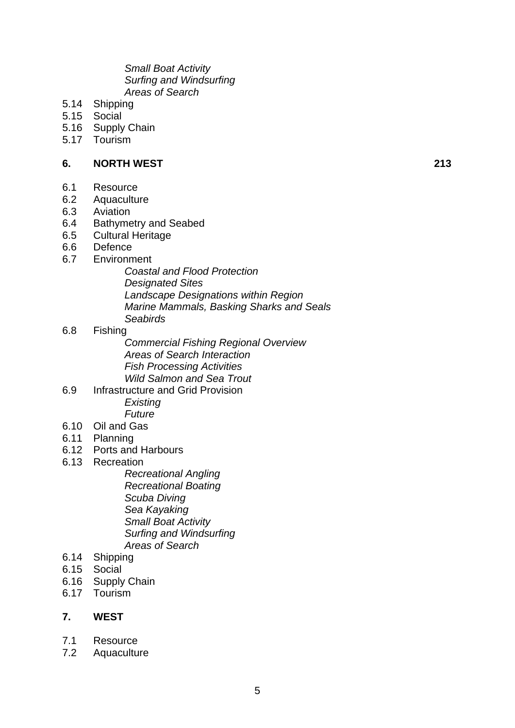*Small Boat Activity*
*Surfing and Windsurfing*
*Areas of Search*

5.14 Shipping
5.15 Social
5.16 Supply Chain
5.17 Tourism

**6. NORTH WEST** **213**

6.1 Resource
6.2 Aquaculture
6.3 Aviation
6.4 Bathymetry and Seabed
6.5 Cultural Heritage
6.6 Defence
6.7 Environment
*Coastal and Flood Protection*
*Designated Sites*
*Landscape Designations within Region*
*Marine Mammals, Basking Sharks and Seals*
*Seabirds*
6.8 Fishing
*Commercial Fishing Regional Overview*
*Areas of Search Interaction*
*Fish Processing Activities*
*Wild Salmon and Sea Trout*
6.9 Infrastructure and Grid Provision
*Existing*
*Future*
6.10 Oil and Gas
6.11 Planning
6.12 Ports and Harbours
6.13 Recreation
*Recreational Angling*
*Recreational Boating*
*Scuba Diving*
*Sea Kayaking*
*Small Boat Activity*
*Surfing and Windsurfing*
*Areas of Search*
6.14 Shipping
6.15 Social
6.16 Supply Chain
6.17 Tourism

**7. WEST**

7.1 Resource
7.2 Aquaculture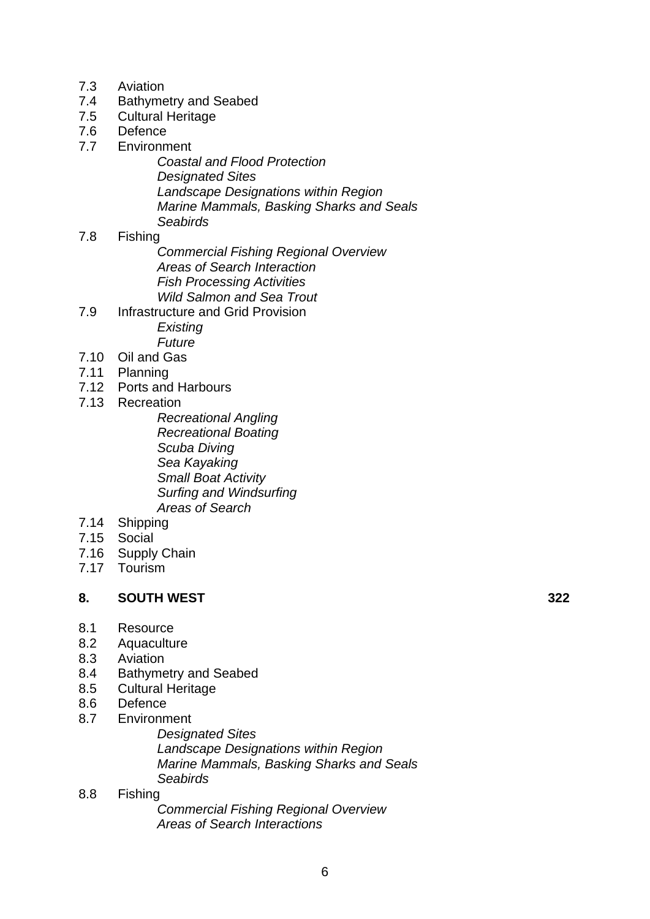- 7.3 Aviation
- 7.4 Bathymetry and Seabed
- 7.5 Cultural Heritage
- 7.6 Defence
- 7.7 Environment
  - *Coastal and Flood Protection*
  - *Designated Sites*
  - *Landscape Designations within Region*
  - *Marine Mammals, Basking Sharks and Seals*
  - *Seabirds*
- 7.8 Fishing
  - *Commercial Fishing Regional Overview*
  - *Areas of Search Interaction*
  - *Fish Processing Activities*
  - *Wild Salmon and Sea Trout*
- 7.9 Infrastructure and Grid Provision
  - *Existing*
  - *Future*
- 7.10 Oil and Gas
- 7.11 Planning
- 7.12 Ports and Harbours
- 7.13 Recreation
  - *Recreational Angling*
  - *Recreational Boating*
  - *Scuba Diving*
  - *Sea Kayaking*
  - *Small Boat Activity*
  - *Surfing and Windsurfing*
  - *Areas of Search*
- 7.14 Shipping
- 7.15 Social
- 7.16 Supply Chain
- 7.17 Tourism

**8. SOUTH WEST** **322**

- 8.1 Resource
- 8.2 Aquaculture
- 8.3 Aviation
- 8.4 Bathymetry and Seabed
- 8.5 Cultural Heritage
- 8.6 Defence
- 8.7 Environment
  - *Designated Sites*
  - *Landscape Designations within Region*
  - *Marine Mammals, Basking Sharks and Seals*
  - *Seabirds*
- 8.8 Fishing
  - *Commercial Fishing Regional Overview*
  - *Areas of Search Interactions*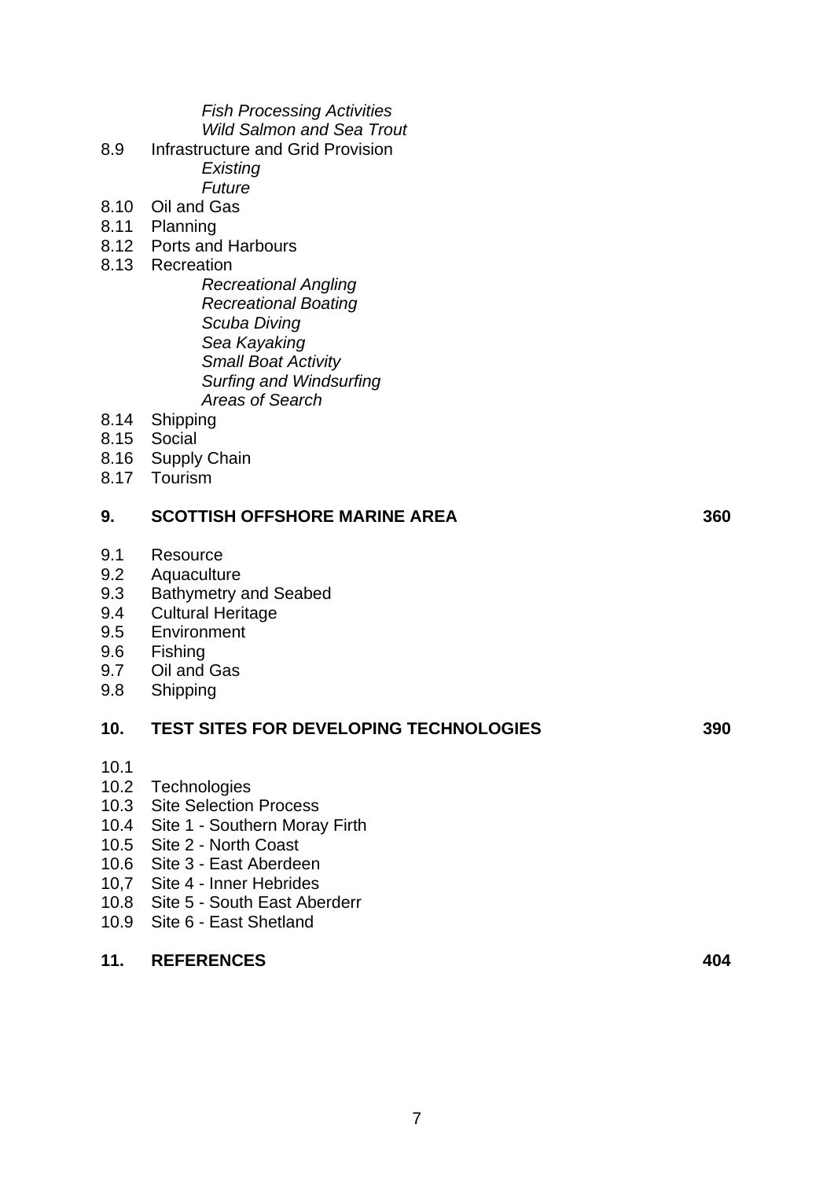*Fish Processing Activities*
*Wild Salmon and Sea Trout*

8.9 Infrastructure and Grid Provision
*Existing*
*Future*

8.10 Oil and Gas
8.11 Planning
8.12 Ports and Harbours
8.13 Recreation
*Recreational Angling*
*Recreational Boating*
*Scuba Diving*
*Sea Kayaking*
*Small Boat Activity*
*Surfing and Windsurfing*
*Areas of Search*

8.14 Shipping
8.15 Social
8.16 Supply Chain
8.17 Tourism

**9. SCOTTISH OFFSHORE MARINE AREA 360**

9.1 Resource
9.2 Aquaculture
9.3 Bathymetry and Seabed
9.4 Cultural Heritage
9.5 Environment
9.6 Fishing
9.7 Oil and Gas
9.8 Shipping

**10. TEST SITES FOR DEVELOPING TECHNOLOGIES 390**

10.1
10.2 Technologies
10.3 Site Selection Process
10.4 Site 1 - Southern Moray Firth
10.5 Site 2 - North Coast
10.6 Site 3 - East Aberdeen
10,7 Site 4 - Inner Hebrides
10.8 Site 5 - South East Aberderr
10.9 Site 6 - East Shetland

**11. REFERENCES 404**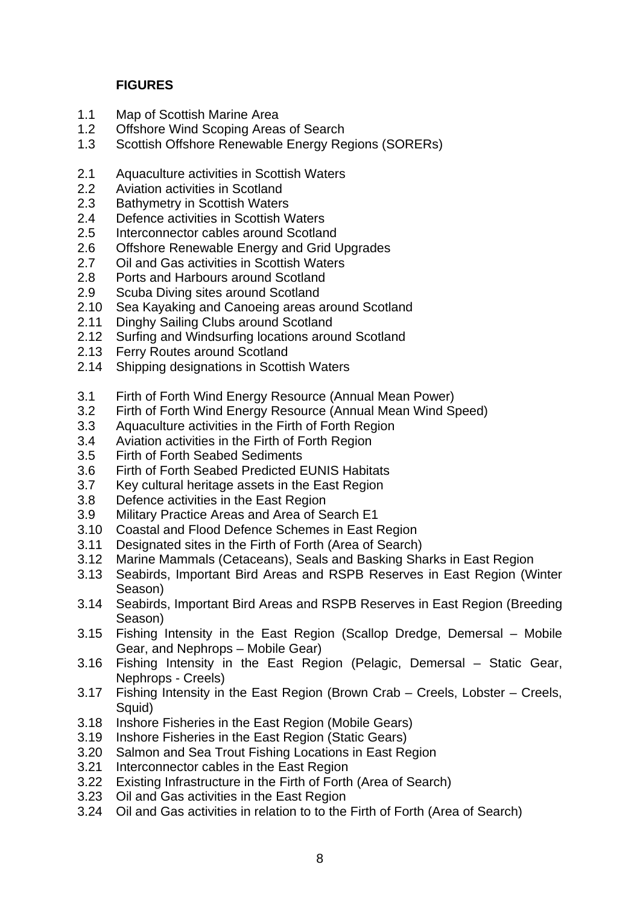## FIGURES

1.1 Map of Scottish Marine Area
1.2 Offshore Wind Scoping Areas of Search
1.3 Scottish Offshore Renewable Energy Regions (SORERs)

2.1 Aquaculture activities in Scottish Waters
2.2 Aviation activities in Scotland
2.3 Bathymetry in Scottish Waters
2.4 Defence activities in Scottish Waters
2.5 Interconnector cables around Scotland
2.6 Offshore Renewable Energy and Grid Upgrades
2.7 Oil and Gas activities in Scottish Waters
2.8 Ports and Harbours around Scotland
2.9 Scuba Diving sites around Scotland
2.10 Sea Kayaking and Canoeing areas around Scotland
2.11 Dinghy Sailing Clubs around Scotland
2.12 Surfing and Windsurfing locations around Scotland
2.13 Ferry Routes around Scotland
2.14 Shipping designations in Scottish Waters

3.1 Firth of Forth Wind Energy Resource (Annual Mean Power)
3.2 Firth of Forth Wind Energy Resource (Annual Mean Wind Speed)
3.3 Aquaculture activities in the Firth of Forth Region
3.4 Aviation activities in the Firth of Forth Region
3.5 Firth of Forth Seabed Sediments
3.6 Firth of Forth Seabed Predicted EUNIS Habitats
3.7 Key cultural heritage assets in the East Region
3.8 Defence activities in the East Region
3.9 Military Practice Areas and Area of Search E1
3.10 Coastal and Flood Defence Schemes in East Region
3.11 Designated sites in the Firth of Forth (Area of Search)
3.12 Marine Mammals (Cetaceans), Seals and Basking Sharks in East Region
3.13 Seabirds, Important Bird Areas and RSPB Reserves in East Region (Winter Season)
3.14 Seabirds, Important Bird Areas and RSPB Reserves in East Region (Breeding Season)
3.15 Fishing Intensity in the East Region (Scallop Dredge, Demersal – Mobile Gear, and Nephrops – Mobile Gear)
3.16 Fishing Intensity in the East Region (Pelagic, Demersal – Static Gear, Nephrops - Creels)
3.17 Fishing Intensity in the East Region (Brown Crab – Creels, Lobster – Creels, Squid)
3.18 Inshore Fisheries in the East Region (Mobile Gears)
3.19 Inshore Fisheries in the East Region (Static Gears)
3.20 Salmon and Sea Trout Fishing Locations in East Region
3.21 Interconnector cables in the East Region
3.22 Existing Infrastructure in the Firth of Forth (Area of Search)
3.23 Oil and Gas activities in the East Region
3.24 Oil and Gas activities in relation to to the Firth of Forth (Area of Search)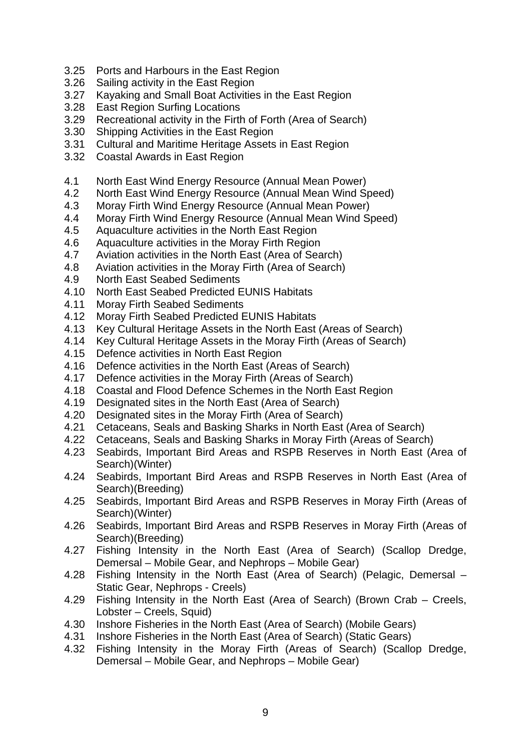3.25 Ports and Harbours in the East Region
3.26 Sailing activity in the East Region
3.27 Kayaking and Small Boat Activities in the East Region
3.28 East Region Surfing Locations
3.29 Recreational activity in the Firth of Forth (Area of Search)
3.30 Shipping Activities in the East Region
3.31 Cultural and Maritime Heritage Assets in East Region
3.32 Coastal Awards in East Region

4.1 North East Wind Energy Resource (Annual Mean Power)
4.2 North East Wind Energy Resource (Annual Mean Wind Speed)
4.3 Moray Firth Wind Energy Resource (Annual Mean Power)
4.4 Moray Firth Wind Energy Resource (Annual Mean Wind Speed)
4.5 Aquaculture activities in the North East Region
4.6 Aquaculture activities in the Moray Firth Region
4.7 Aviation activities in the North East (Area of Search)
4.8 Aviation activities in the Moray Firth (Area of Search)
4.9 North East Seabed Sediments
4.10 North East Seabed Predicted EUNIS Habitats
4.11 Moray Firth Seabed Sediments
4.12 Moray Firth Seabed Predicted EUNIS Habitats
4.13 Key Cultural Heritage Assets in the North East (Areas of Search)
4.14 Key Cultural Heritage Assets in the Moray Firth (Areas of Search)
4.15 Defence activities in North East Region
4.16 Defence activities in the North East (Areas of Search)
4.17 Defence activities in the Moray Firth (Areas of Search)
4.18 Coastal and Flood Defence Schemes in the North East Region
4.19 Designated sites in the North East (Area of Search)
4.20 Designated sites in the Moray Firth (Area of Search)
4.21 Cetaceans, Seals and Basking Sharks in North East (Area of Search)
4.22 Cetaceans, Seals and Basking Sharks in Moray Firth (Areas of Search)
4.23 Seabirds, Important Bird Areas and RSPB Reserves in North East (Area of Search)(Winter)
4.24 Seabirds, Important Bird Areas and RSPB Reserves in North East (Area of Search)(Breeding)
4.25 Seabirds, Important Bird Areas and RSPB Reserves in Moray Firth (Areas of Search)(Winter)
4.26 Seabirds, Important Bird Areas and RSPB Reserves in Moray Firth (Areas of Search)(Breeding)
4.27 Fishing Intensity in the North East (Area of Search) (Scallop Dredge, Demersal – Mobile Gear, and Nephrops – Mobile Gear)
4.28 Fishing Intensity in the North East (Area of Search) (Pelagic, Demersal – Static Gear, Nephrops - Creels)
4.29 Fishing Intensity in the North East (Area of Search) (Brown Crab – Creels, Lobster – Creels, Squid)
4.30 Inshore Fisheries in the North East (Area of Search) (Mobile Gears)
4.31 Inshore Fisheries in the North East (Area of Search) (Static Gears)
4.32 Fishing Intensity in the Moray Firth (Areas of Search) (Scallop Dredge, Demersal – Mobile Gear, and Nephrops – Mobile Gear)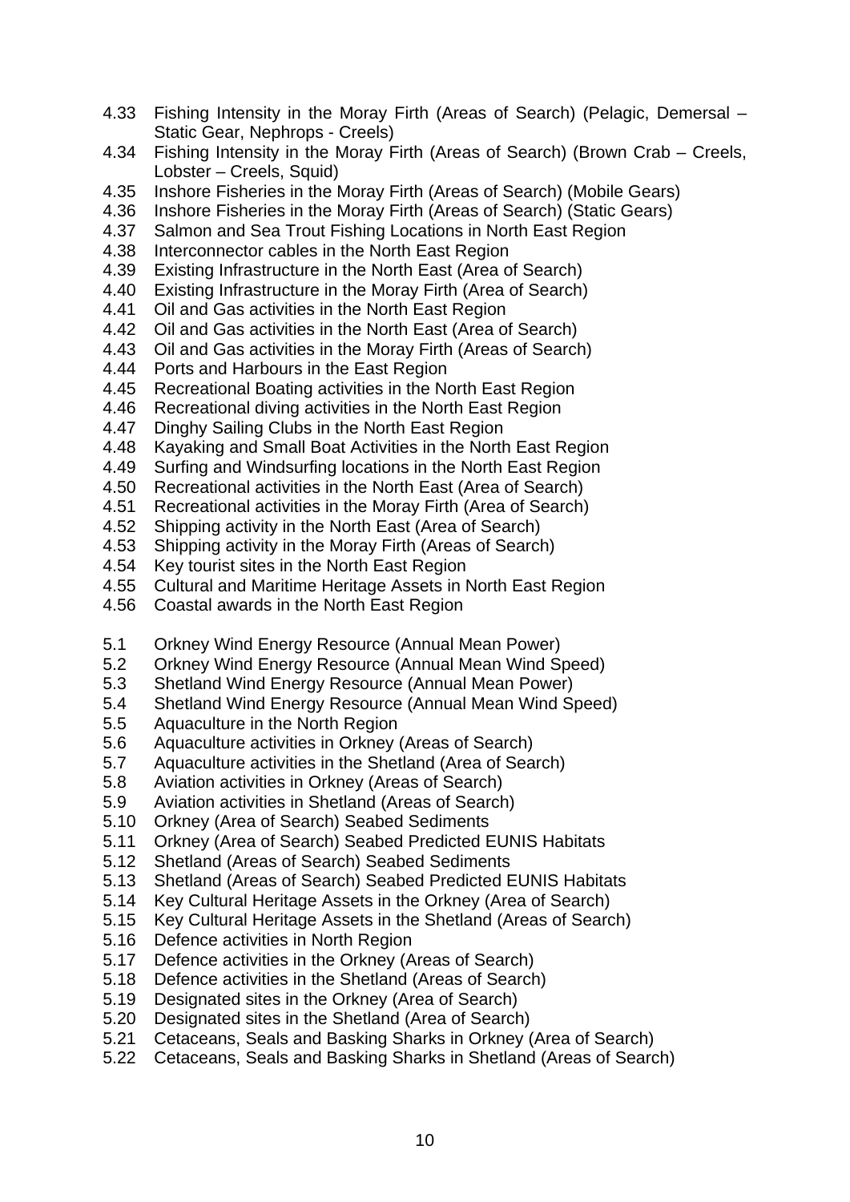4.33 Fishing Intensity in the Moray Firth (Areas of Search) (Pelagic, Demersal – Static Gear, Nephrops - Creels)
4.34 Fishing Intensity in the Moray Firth (Areas of Search) (Brown Crab – Creels, Lobster – Creels, Squid)
4.35 Inshore Fisheries in the Moray Firth (Areas of Search) (Mobile Gears)
4.36 Inshore Fisheries in the Moray Firth (Areas of Search) (Static Gears)
4.37 Salmon and Sea Trout Fishing Locations in North East Region
4.38 Interconnector cables in the North East Region
4.39 Existing Infrastructure in the North East (Area of Search)
4.40 Existing Infrastructure in the Moray Firth (Area of Search)
4.41 Oil and Gas activities in the North East Region
4.42 Oil and Gas activities in the North East (Area of Search)
4.43 Oil and Gas activities in the Moray Firth (Areas of Search)
4.44 Ports and Harbours in the East Region
4.45 Recreational Boating activities in the North East Region
4.46 Recreational diving activities in the North East Region
4.47 Dinghy Sailing Clubs in the North East Region
4.48 Kayaking and Small Boat Activities in the North East Region
4.49 Surfing and Windsurfing locations in the North East Region
4.50 Recreational activities in the North East (Area of Search)
4.51 Recreational activities in the Moray Firth (Area of Search)
4.52 Shipping activity in the North East (Area of Search)
4.53 Shipping activity in the Moray Firth (Areas of Search)
4.54 Key tourist sites in the North East Region
4.55 Cultural and Maritime Heritage Assets in North East Region
4.56 Coastal awards in the North East Region

5.1 Orkney Wind Energy Resource (Annual Mean Power)
5.2 Orkney Wind Energy Resource (Annual Mean Wind Speed)
5.3 Shetland Wind Energy Resource (Annual Mean Power)
5.4 Shetland Wind Energy Resource (Annual Mean Wind Speed)
5.5 Aquaculture in the North Region
5.6 Aquaculture activities in Orkney (Areas of Search)
5.7 Aquaculture activities in the Shetland (Area of Search)
5.8 Aviation activities in Orkney (Areas of Search)
5.9 Aviation activities in Shetland (Areas of Search)
5.10 Orkney (Area of Search) Seabed Sediments
5.11 Orkney (Area of Search) Seabed Predicted EUNIS Habitats
5.12 Shetland (Areas of Search) Seabed Sediments
5.13 Shetland (Areas of Search) Seabed Predicted EUNIS Habitats
5.14 Key Cultural Heritage Assets in the Orkney (Area of Search)
5.15 Key Cultural Heritage Assets in the Shetland (Areas of Search)
5.16 Defence activities in North Region
5.17 Defence activities in the Orkney (Areas of Search)
5.18 Defence activities in the Shetland (Areas of Search)
5.19 Designated sites in the Orkney (Area of Search)
5.20 Designated sites in the Shetland (Area of Search)
5.21 Cetaceans, Seals and Basking Sharks in Orkney (Area of Search)
5.22 Cetaceans, Seals and Basking Sharks in Shetland (Areas of Search)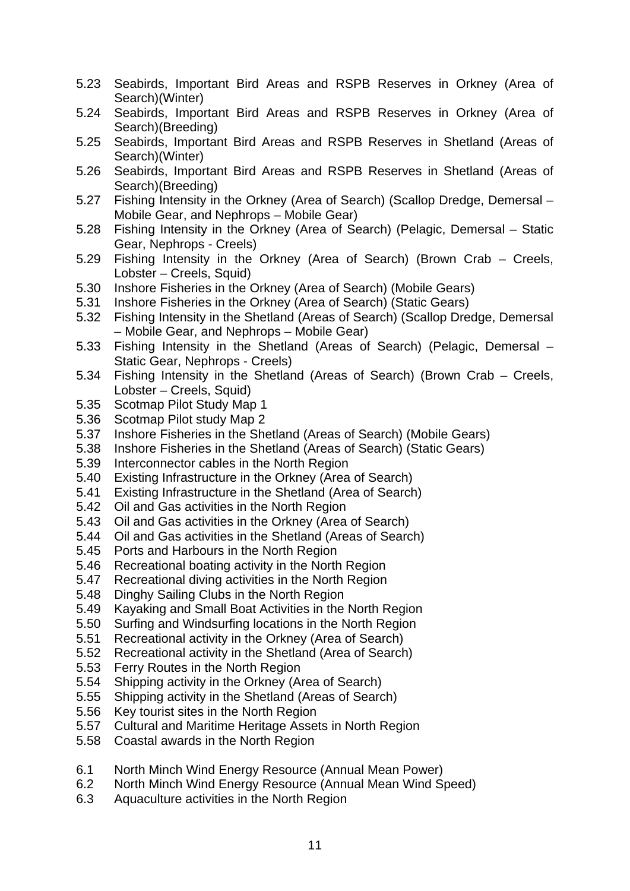5.23 Seabirds, Important Bird Areas and RSPB Reserves in Orkney (Area of Search)(Winter)
5.24 Seabirds, Important Bird Areas and RSPB Reserves in Orkney (Area of Search)(Breeding)
5.25 Seabirds, Important Bird Areas and RSPB Reserves in Shetland (Areas of Search)(Winter)
5.26 Seabirds, Important Bird Areas and RSPB Reserves in Shetland (Areas of Search)(Breeding)
5.27 Fishing Intensity in the Orkney (Area of Search) (Scallop Dredge, Demersal – Mobile Gear, and Nephrops – Mobile Gear)
5.28 Fishing Intensity in the Orkney (Area of Search) (Pelagic, Demersal – Static Gear, Nephrops - Creels)
5.29 Fishing Intensity in the Orkney (Area of Search) (Brown Crab – Creels, Lobster – Creels, Squid)
5.30 Inshore Fisheries in the Orkney (Area of Search) (Mobile Gears)
5.31 Inshore Fisheries in the Orkney (Area of Search) (Static Gears)
5.32 Fishing Intensity in the Shetland (Areas of Search) (Scallop Dredge, Demersal – Mobile Gear, and Nephrops – Mobile Gear)
5.33 Fishing Intensity in the Shetland (Areas of Search) (Pelagic, Demersal – Static Gear, Nephrops - Creels)
5.34 Fishing Intensity in the Shetland (Areas of Search) (Brown Crab – Creels, Lobster – Creels, Squid)
5.35 Scotmap Pilot Study Map 1
5.36 Scotmap Pilot study Map 2
5.37 Inshore Fisheries in the Shetland (Areas of Search) (Mobile Gears)
5.38 Inshore Fisheries in the Shetland (Areas of Search) (Static Gears)
5.39 Interconnector cables in the North Region
5.40 Existing Infrastructure in the Orkney (Area of Search)
5.41 Existing Infrastructure in the Shetland (Area of Search)
5.42 Oil and Gas activities in the North Region
5.43 Oil and Gas activities in the Orkney (Area of Search)
5.44 Oil and Gas activities in the Shetland (Areas of Search)
5.45 Ports and Harbours in the North Region
5.46 Recreational boating activity in the North Region
5.47 Recreational diving activities in the North Region
5.48 Dinghy Sailing Clubs in the North Region
5.49 Kayaking and Small Boat Activities in the North Region
5.50 Surfing and Windsurfing locations in the North Region
5.51 Recreational activity in the Orkney (Area of Search)
5.52 Recreational activity in the Shetland (Area of Search)
5.53 Ferry Routes in the North Region
5.54 Shipping activity in the Orkney (Area of Search)
5.55 Shipping activity in the Shetland (Areas of Search)
5.56 Key tourist sites in the North Region
5.57 Cultural and Maritime Heritage Assets in North Region
5.58 Coastal awards in the North Region

6.1 North Minch Wind Energy Resource (Annual Mean Power)
6.2 North Minch Wind Energy Resource (Annual Mean Wind Speed)
6.3 Aquaculture activities in the North Region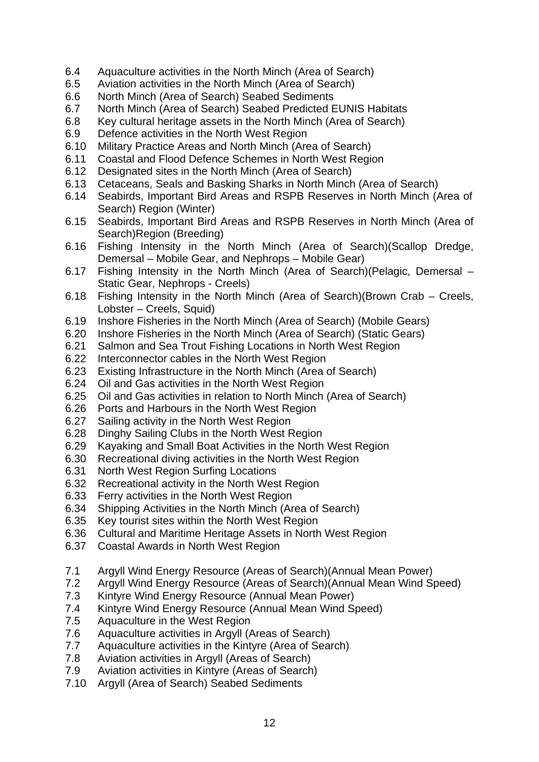6.4 Aquaculture activities in the North Minch (Area of Search)
6.5 Aviation activities in the North Minch (Area of Search)
6.6 North Minch (Area of Search) Seabed Sediments
6.7 North Minch (Area of Search) Seabed Predicted EUNIS Habitats
6.8 Key cultural heritage assets in the North Minch (Area of Search)
6.9 Defence activities in the North West Region
6.10 Military Practice Areas and North Minch (Area of Search)
6.11 Coastal and Flood Defence Schemes in North West Region
6.12 Designated sites in the North Minch (Area of Search)
6.13 Cetaceans, Seals and Basking Sharks in North Minch (Area of Search)
6.14 Seabirds, Important Bird Areas and RSPB Reserves in North Minch (Area of Search) Region (Winter)
6.15 Seabirds, Important Bird Areas and RSPB Reserves in North Minch (Area of Search)Region (Breeding)
6.16 Fishing Intensity in the North Minch (Area of Search)(Scallop Dredge, Demersal – Mobile Gear, and Nephrops – Mobile Gear)
6.17 Fishing Intensity in the North Minch (Area of Search)(Pelagic, Demersal – Static Gear, Nephrops - Creels)
6.18 Fishing Intensity in the North Minch (Area of Search)(Brown Crab – Creels, Lobster – Creels, Squid)
6.19 Inshore Fisheries in the North Minch (Area of Search) (Mobile Gears)
6.20 Inshore Fisheries in the North Minch (Area of Search) (Static Gears)
6.21 Salmon and Sea Trout Fishing Locations in North West Region
6.22 Interconnector cables in the North West Region
6.23 Existing Infrastructure in the North Minch (Area of Search)
6.24 Oil and Gas activities in the North West Region
6.25 Oil and Gas activities in relation to North Minch (Area of Search)
6.26 Ports and Harbours in the North West Region
6.27 Sailing activity in the North West Region
6.28 Dinghy Sailing Clubs in the North West Region
6.29 Kayaking and Small Boat Activities in the North West Region
6.30 Recreational diving activities in the North West Region
6.31 North West Region Surfing Locations
6.32 Recreational activity in the North West Region
6.33 Ferry activities in the North West Region
6.34 Shipping Activities in the North Minch (Area of Search)
6.35 Key tourist sites within the North West Region
6.36 Cultural and Maritime Heritage Assets in North West Region
6.37 Coastal Awards in North West Region

7.1 Argyll Wind Energy Resource (Areas of Search)(Annual Mean Power)
7.2 Argyll Wind Energy Resource (Areas of Search)(Annual Mean Wind Speed)
7.3 Kintyre Wind Energy Resource (Annual Mean Power)
7.4 Kintyre Wind Energy Resource (Annual Mean Wind Speed)
7.5 Aquaculture in the West Region
7.6 Aquaculture activities in Argyll (Areas of Search)
7.7 Aquaculture activities in the Kintyre (Area of Search)
7.8 Aviation activities in Argyll (Areas of Search)
7.9 Aviation activities in Kintyre (Areas of Search)
7.10 Argyll (Area of Search) Seabed Sediments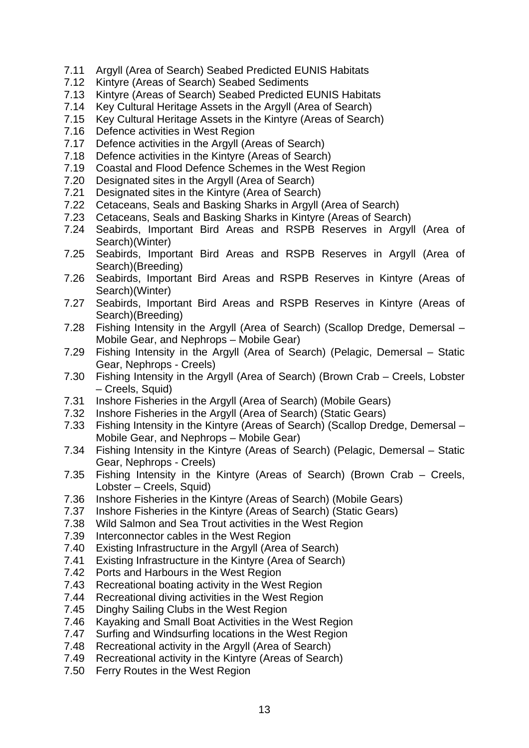7.11 Argyll (Area of Search) Seabed Predicted EUNIS Habitats
7.12 Kintyre (Areas of Search) Seabed Sediments
7.13 Kintyre (Areas of Search) Seabed Predicted EUNIS Habitats
7.14 Key Cultural Heritage Assets in the Argyll (Area of Search)
7.15 Key Cultural Heritage Assets in the Kintyre (Areas of Search)
7.16 Defence activities in West Region
7.17 Defence activities in the Argyll (Areas of Search)
7.18 Defence activities in the Kintyre (Areas of Search)
7.19 Coastal and Flood Defence Schemes in the West Region
7.20 Designated sites in the Argyll (Area of Search)
7.21 Designated sites in the Kintyre (Area of Search)
7.22 Cetaceans, Seals and Basking Sharks in Argyll (Area of Search)
7.23 Cetaceans, Seals and Basking Sharks in Kintyre (Areas of Search)
7.24 Seabirds, Important Bird Areas and RSPB Reserves in Argyll (Area of Search)(Winter)
7.25 Seabirds, Important Bird Areas and RSPB Reserves in Argyll (Area of Search)(Breeding)
7.26 Seabirds, Important Bird Areas and RSPB Reserves in Kintyre (Areas of Search)(Winter)
7.27 Seabirds, Important Bird Areas and RSPB Reserves in Kintyre (Areas of Search)(Breeding)
7.28 Fishing Intensity in the Argyll (Area of Search) (Scallop Dredge, Demersal – Mobile Gear, and Nephrops – Mobile Gear)
7.29 Fishing Intensity in the Argyll (Area of Search) (Pelagic, Demersal – Static Gear, Nephrops - Creels)
7.30 Fishing Intensity in the Argyll (Area of Search) (Brown Crab – Creels, Lobster – Creels, Squid)
7.31 Inshore Fisheries in the Argyll (Area of Search) (Mobile Gears)
7.32 Inshore Fisheries in the Argyll (Area of Search) (Static Gears)
7.33 Fishing Intensity in the Kintyre (Areas of Search) (Scallop Dredge, Demersal – Mobile Gear, and Nephrops – Mobile Gear)
7.34 Fishing Intensity in the Kintyre (Areas of Search) (Pelagic, Demersal – Static Gear, Nephrops - Creels)
7.35 Fishing Intensity in the Kintyre (Areas of Search) (Brown Crab – Creels, Lobster – Creels, Squid)
7.36 Inshore Fisheries in the Kintyre (Areas of Search) (Mobile Gears)
7.37 Inshore Fisheries in the Kintyre (Areas of Search) (Static Gears)
7.38 Wild Salmon and Sea Trout activities in the West Region
7.39 Interconnector cables in the West Region
7.40 Existing Infrastructure in the Argyll (Area of Search)
7.41 Existing Infrastructure in the Kintyre (Area of Search)
7.42 Ports and Harbours in the West Region
7.43 Recreational boating activity in the West Region
7.44 Recreational diving activities in the West Region
7.45 Dinghy Sailing Clubs in the West Region
7.46 Kayaking and Small Boat Activities in the West Region
7.47 Surfing and Windsurfing locations in the West Region
7.48 Recreational activity in the Argyll (Area of Search)
7.49 Recreational activity in the Kintyre (Areas of Search)
7.50 Ferry Routes in the West Region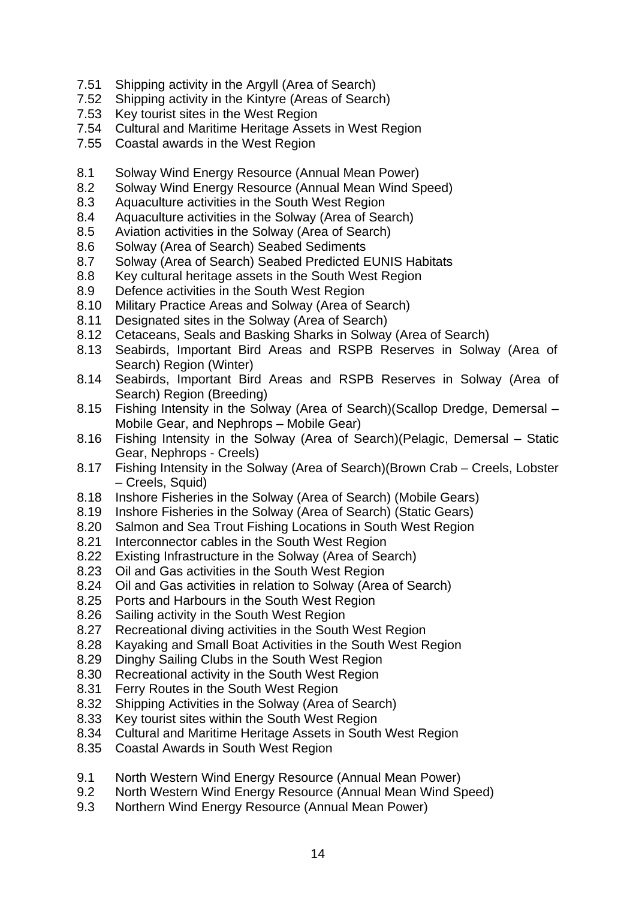7.51 Shipping activity in the Argyll (Area of Search)
7.52 Shipping activity in the Kintyre (Areas of Search)
7.53 Key tourist sites in the West Region
7.54 Cultural and Maritime Heritage Assets in West Region
7.55 Coastal awards in the West Region

8.1 Solway Wind Energy Resource (Annual Mean Power)
8.2 Solway Wind Energy Resource (Annual Mean Wind Speed)
8.3 Aquaculture activities in the South West Region
8.4 Aquaculture activities in the Solway (Area of Search)
8.5 Aviation activities in the Solway (Area of Search)
8.6 Solway (Area of Search) Seabed Sediments
8.7 Solway (Area of Search) Seabed Predicted EUNIS Habitats
8.8 Key cultural heritage assets in the South West Region
8.9 Defence activities in the South West Region
8.10 Military Practice Areas and Solway (Area of Search)
8.11 Designated sites in the Solway (Area of Search)
8.12 Cetaceans, Seals and Basking Sharks in Solway (Area of Search)
8.13 Seabirds, Important Bird Areas and RSPB Reserves in Solway (Area of Search) Region (Winter)
8.14 Seabirds, Important Bird Areas and RSPB Reserves in Solway (Area of Search) Region (Breeding)
8.15 Fishing Intensity in the Solway (Area of Search)(Scallop Dredge, Demersal – Mobile Gear, and Nephrops – Mobile Gear)
8.16 Fishing Intensity in the Solway (Area of Search)(Pelagic, Demersal – Static Gear, Nephrops - Creels)
8.17 Fishing Intensity in the Solway (Area of Search)(Brown Crab – Creels, Lobster – Creels, Squid)
8.18 Inshore Fisheries in the Solway (Area of Search) (Mobile Gears)
8.19 Inshore Fisheries in the Solway (Area of Search) (Static Gears)
8.20 Salmon and Sea Trout Fishing Locations in South West Region
8.21 Interconnector cables in the South West Region
8.22 Existing Infrastructure in the Solway (Area of Search)
8.23 Oil and Gas activities in the South West Region
8.24 Oil and Gas activities in relation to Solway (Area of Search)
8.25 Ports and Harbours in the South West Region
8.26 Sailing activity in the South West Region
8.27 Recreational diving activities in the South West Region
8.28 Kayaking and Small Boat Activities in the South West Region
8.29 Dinghy Sailing Clubs in the South West Region
8.30 Recreational activity in the South West Region
8.31 Ferry Routes in the South West Region
8.32 Shipping Activities in the Solway (Area of Search)
8.33 Key tourist sites within the South West Region
8.34 Cultural and Maritime Heritage Assets in South West Region
8.35 Coastal Awards in South West Region

9.1 North Western Wind Energy Resource (Annual Mean Power)
9.2 North Western Wind Energy Resource (Annual Mean Wind Speed)
9.3 Northern Wind Energy Resource (Annual Mean Power)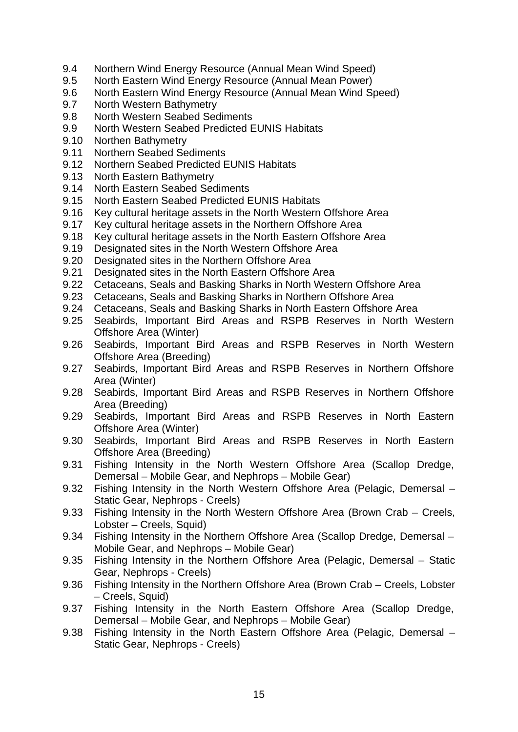9.4 Northern Wind Energy Resource (Annual Mean Wind Speed)
9.5 North Eastern Wind Energy Resource (Annual Mean Power)
9.6 North Eastern Wind Energy Resource (Annual Mean Wind Speed)
9.7 North Western Bathymetry
9.8 North Western Seabed Sediments
9.9 North Western Seabed Predicted EUNIS Habitats
9.10 Northen Bathymetry
9.11 Northern Seabed Sediments
9.12 Northern Seabed Predicted EUNIS Habitats
9.13 North Eastern Bathymetry
9.14 North Eastern Seabed Sediments
9.15 North Eastern Seabed Predicted EUNIS Habitats
9.16 Key cultural heritage assets in the North Western Offshore Area
9.17 Key cultural heritage assets in the Northern Offshore Area
9.18 Key cultural heritage assets in the North Eastern Offshore Area
9.19 Designated sites in the North Western Offshore Area
9.20 Designated sites in the Northern Offshore Area
9.21 Designated sites in the North Eastern Offshore Area
9.22 Cetaceans, Seals and Basking Sharks in North Western Offshore Area
9.23 Cetaceans, Seals and Basking Sharks in Northern Offshore Area
9.24 Cetaceans, Seals and Basking Sharks in North Eastern Offshore Area
9.25 Seabirds, Important Bird Areas and RSPB Reserves in North Western Offshore Area (Winter)
9.26 Seabirds, Important Bird Areas and RSPB Reserves in North Western Offshore Area (Breeding)
9.27 Seabirds, Important Bird Areas and RSPB Reserves in Northern Offshore Area (Winter)
9.28 Seabirds, Important Bird Areas and RSPB Reserves in Northern Offshore Area (Breeding)
9.29 Seabirds, Important Bird Areas and RSPB Reserves in North Eastern Offshore Area (Winter)
9.30 Seabirds, Important Bird Areas and RSPB Reserves in North Eastern Offshore Area (Breeding)
9.31 Fishing Intensity in the North Western Offshore Area (Scallop Dredge, Demersal – Mobile Gear, and Nephrops – Mobile Gear)
9.32 Fishing Intensity in the North Western Offshore Area (Pelagic, Demersal – Static Gear, Nephrops - Creels)
9.33 Fishing Intensity in the North Western Offshore Area (Brown Crab – Creels, Lobster – Creels, Squid)
9.34 Fishing Intensity in the Northern Offshore Area (Scallop Dredge, Demersal – Mobile Gear, and Nephrops – Mobile Gear)
9.35 Fishing Intensity in the Northern Offshore Area (Pelagic, Demersal – Static Gear, Nephrops - Creels)
9.36 Fishing Intensity in the Northern Offshore Area (Brown Crab – Creels, Lobster – Creels, Squid)
9.37 Fishing Intensity in the North Eastern Offshore Area (Scallop Dredge, Demersal – Mobile Gear, and Nephrops – Mobile Gear)
9.38 Fishing Intensity in the North Eastern Offshore Area (Pelagic, Demersal – Static Gear, Nephrops - Creels)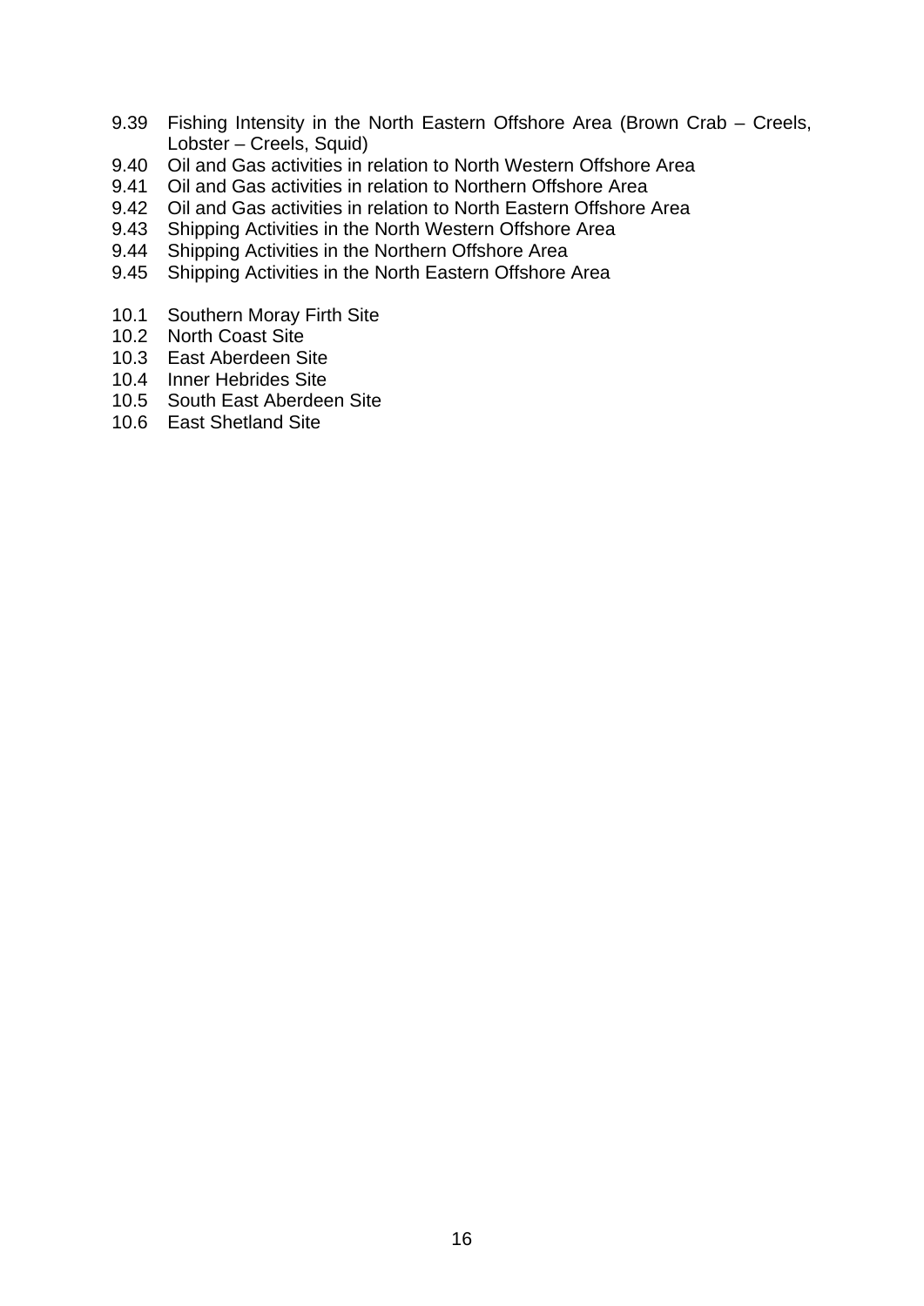9.39 Fishing Intensity in the North Eastern Offshore Area (Brown Crab – Creels, Lobster – Creels, Squid)
9.40 Oil and Gas activities in relation to North Western Offshore Area
9.41 Oil and Gas activities in relation to Northern Offshore Area
9.42 Oil and Gas activities in relation to North Eastern Offshore Area
9.43 Shipping Activities in the North Western Offshore Area
9.44 Shipping Activities in the Northern Offshore Area
9.45 Shipping Activities in the North Eastern Offshore Area

10.1 Southern Moray Firth Site
10.2 North Coast Site
10.3 East Aberdeen Site
10.4 Inner Hebrides Site
10.5 South East Aberdeen Site
10.6 East Shetland Site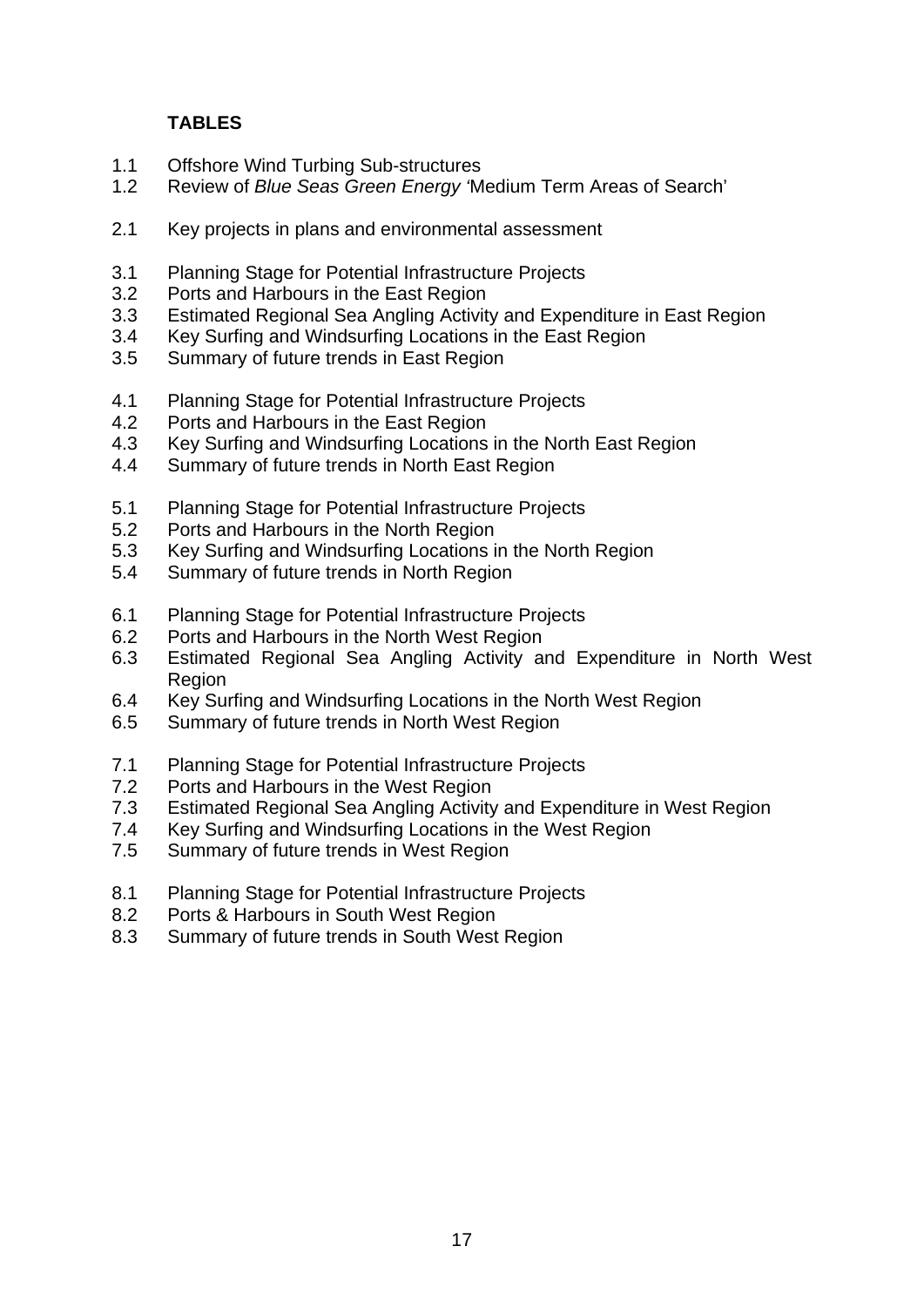## TABLES

1.1 Offshore Wind Turbing Sub-structures
1.2 Review of *Blue Seas Green Energy* 'Medium Term Areas of Search'

2.1 Key projects in plans and environmental assessment

3.1 Planning Stage for Potential Infrastructure Projects
3.2 Ports and Harbours in the East Region
3.3 Estimated Regional Sea Angling Activity and Expenditure in East Region
3.4 Key Surfing and Windsurfing Locations in the East Region
3.5 Summary of future trends in East Region

4.1 Planning Stage for Potential Infrastructure Projects
4.2 Ports and Harbours in the East Region
4.3 Key Surfing and Windsurfing Locations in the North East Region
4.4 Summary of future trends in North East Region

5.1 Planning Stage for Potential Infrastructure Projects
5.2 Ports and Harbours in the North Region
5.3 Key Surfing and Windsurfing Locations in the North Region
5.4 Summary of future trends in North Region

6.1 Planning Stage for Potential Infrastructure Projects
6.2 Ports and Harbours in the North West Region
6.3 Estimated Regional Sea Angling Activity and Expenditure in North West Region
6.4 Key Surfing and Windsurfing Locations in the North West Region
6.5 Summary of future trends in North West Region

7.1 Planning Stage for Potential Infrastructure Projects
7.2 Ports and Harbours in the West Region
7.3 Estimated Regional Sea Angling Activity and Expenditure in West Region
7.4 Key Surfing and Windsurfing Locations in the West Region
7.5 Summary of future trends in West Region

8.1 Planning Stage for Potential Infrastructure Projects
8.2 Ports & Harbours in South West Region
8.3 Summary of future trends in South West Region